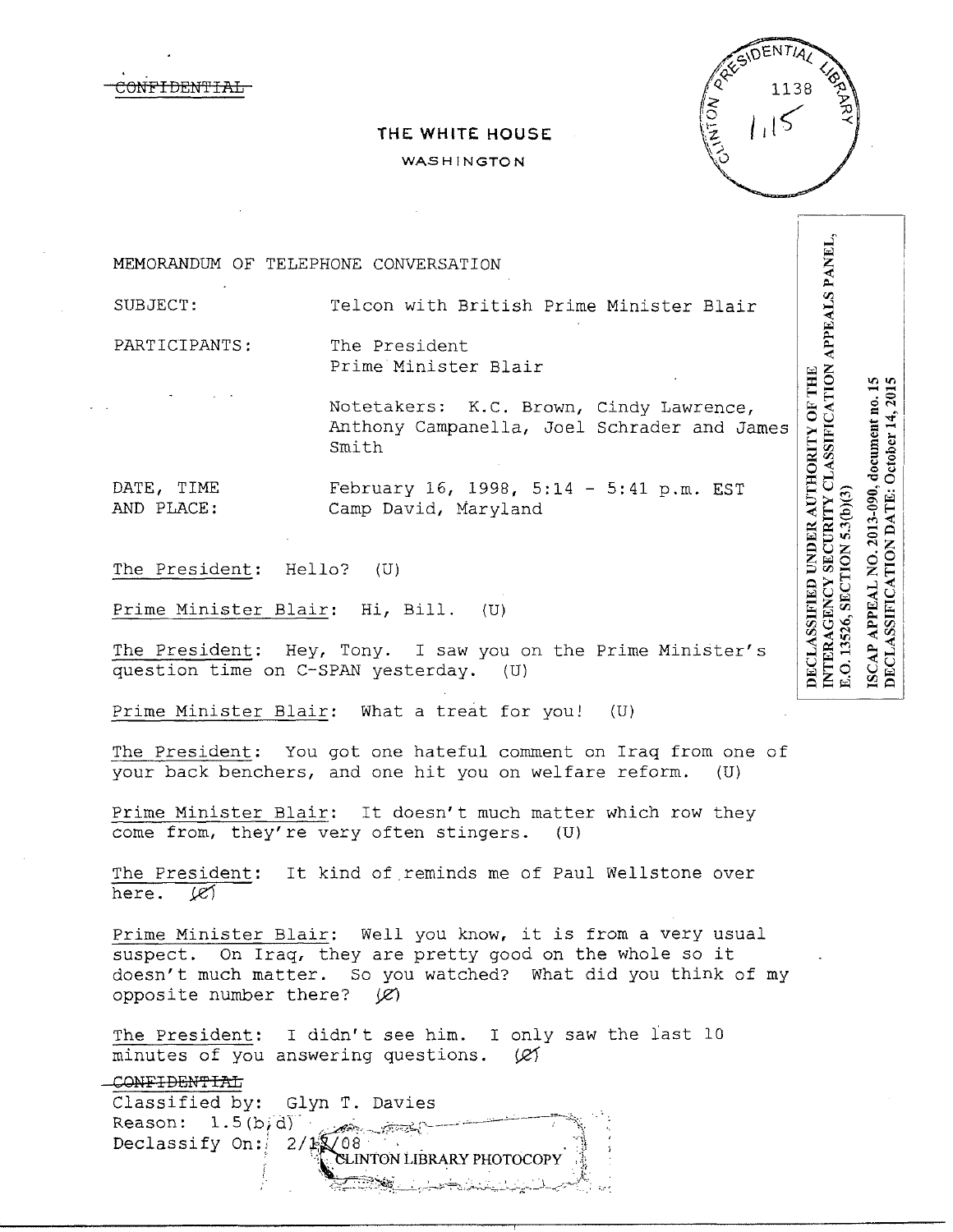~~CONFIDENTIAL~~

**THE WHITE HOUSE**

WASHINGTON

CLINTON PRESIDENTIAL LIBRARY 1138 1,15

DECLASSIFIED UNDER AUTHORITY OF THE INTERAGENCY SECURITY CLASSIFICATION APPEALS PANEL, E.O. 13526, SECTION 5.3(b)(3)

ISCAP APPEAL NO. 2013-090, document no. 15
DECLASSIFICATION DATE: October 14, 2015

MEMORANDUM OF TELEPHONE CONVERSATION

SUBJECT: Telcon with British Prime Minister Blair

PARTICIPANTS: The President
Prime Minister Blair

Notetakers: K.C. Brown, Cindy Lawrence, Anthony Campanella, Joel Schrader and James Smith

DATE, TIME AND PLACE: February 16, 1998, 5:14 - 5:41 p.m. EST
Camp David, Maryland

The President: Hello? (U)

Prime Minister Blair: Hi, Bill. (U)

The President: Hey, Tony. I saw you on the Prime Minister's question time on C-SPAN yesterday. (U)

Prime Minister Blair: What a treat for you! (U)

The President: You got one hateful comment on Iraq from one of your back benchers, and one hit you on welfare reform. (U)

Prime Minister Blair: It doesn't much matter which row they come from, they're very often stingers. (U)

The President: It kind of reminds me of Paul Wellstone over here. (~~C~~)

Prime Minister Blair: Well you know, it is from a very usual suspect. On Iraq, they are pretty good on the whole so it doesn't much matter. So you watched? What did you think of my opposite number there? (~~C~~)

The President: I didn't see him. I only saw the last 10 minutes of you answering questions. (~~C~~)

~~CONFIDENTIAL~~
Classified by: Glyn T. Davies
Reason: 1.5(b,d)
Declassify On: 2/17/08

CLINTON LIBRARY PHOTOCOPY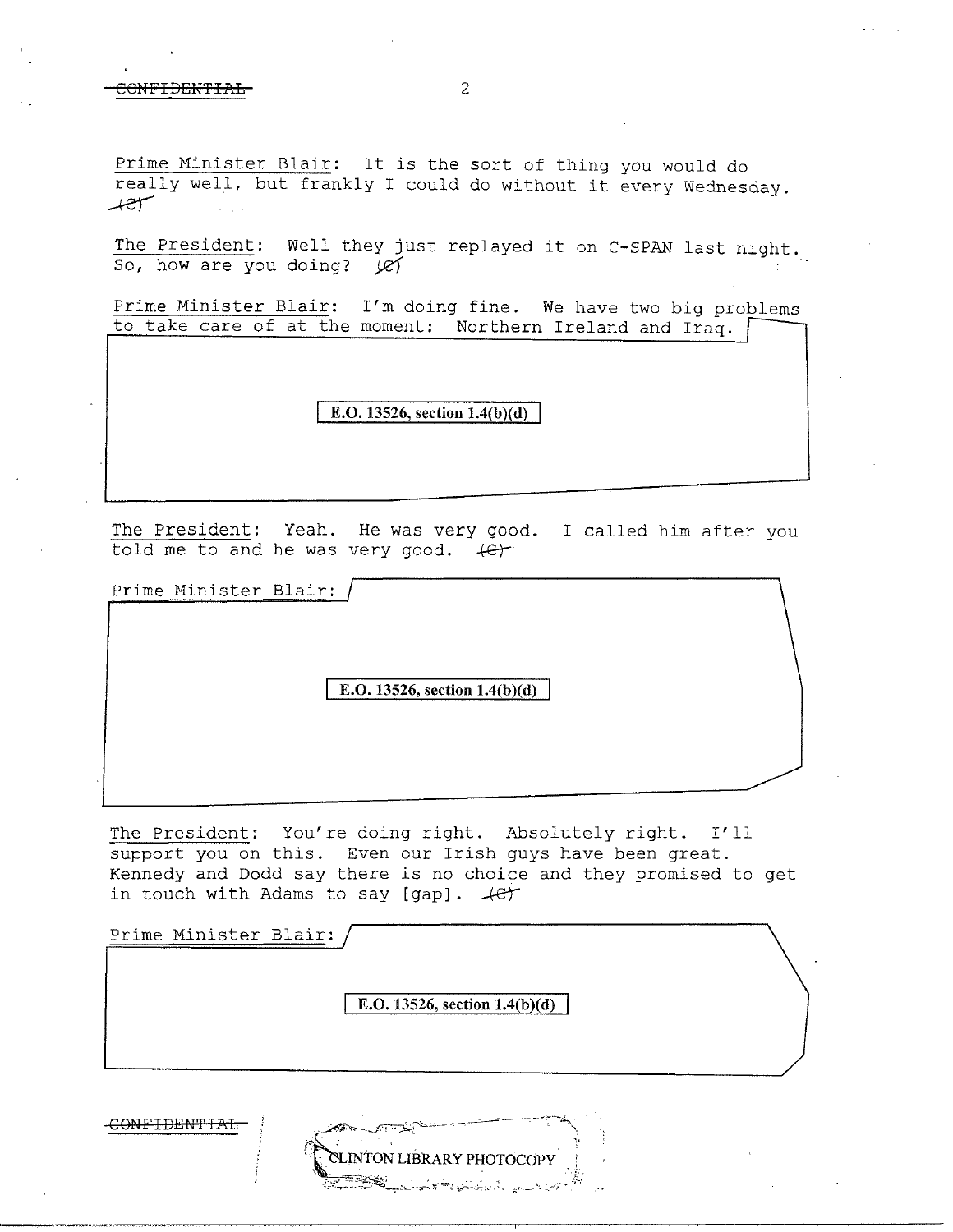Prime Minister Blair: It is the sort of thing you would do really well, but frankly I could do without it every Wednesday. (C)

The President: Well they just replayed it on C-SPAN last night. So, how are you doing? (C)

Prime Minister Blair: I'm doing fine. We have two big problems to take care of at the moment: Northern Ireland and Iraq.

E.O. 13526, section 1.4(b)(d)

The President: Yeah. He was very good. I called him after you told me to and he was very good. (C)

Prime Minister Blair:

E.O. 13526, section 1.4(b)(d)

The President: You're doing right. Absolutely right. I'll support you on this. Even our Irish guys have been great. Kennedy and Dodd say there is no choice and they promised to get in touch with Adams to say [gap]. (C)

Prime Minister Blair:

E.O. 13526, section 1.4(b)(d)

CONFIDENTIAL

CLINTON LIBRARY PHOTOCOPY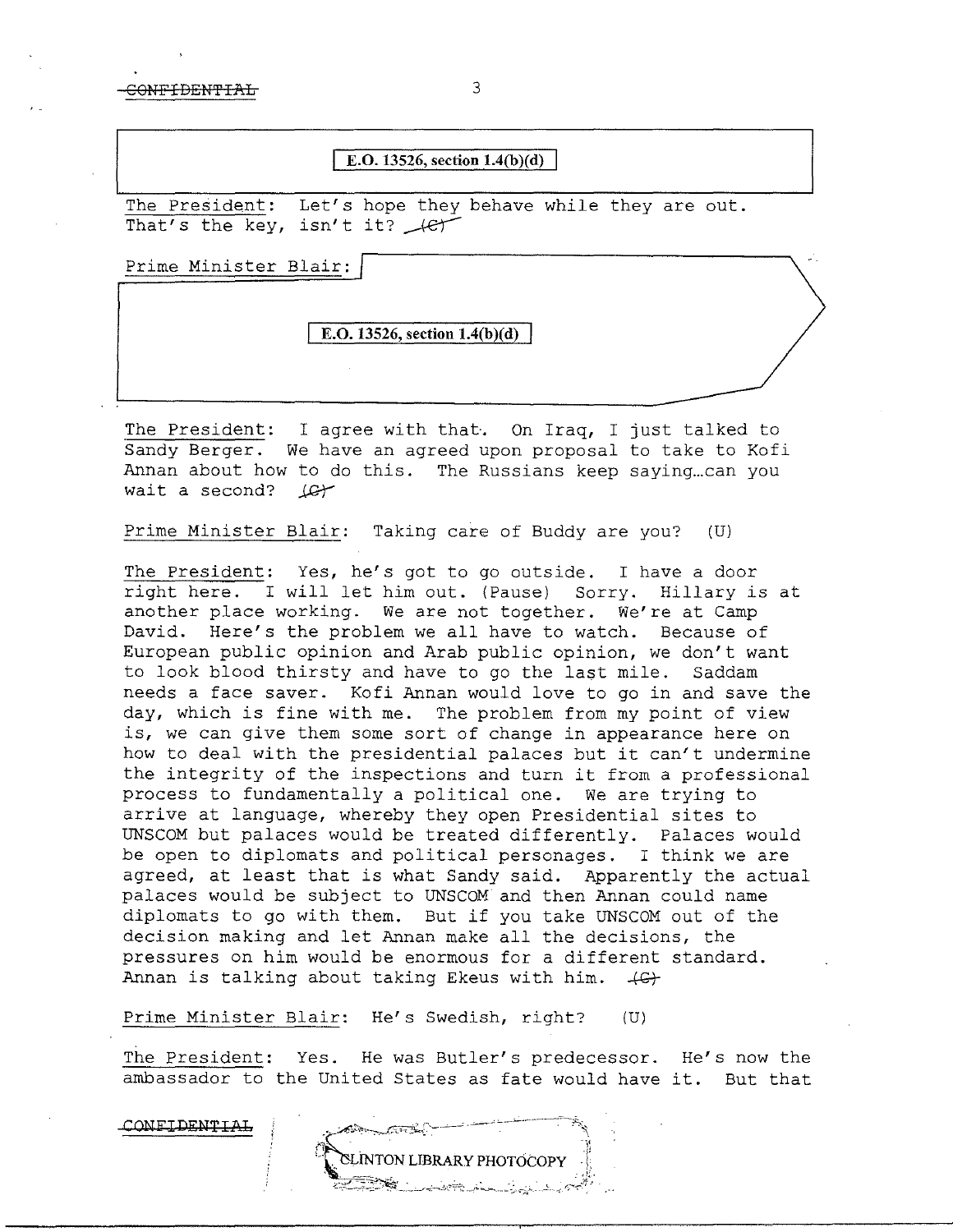E.O. 13526, section 1.4(b)(d)

The President: Let's hope they behave while they are out. That's the key, isn't it? (C)

Prime Minister Blair:

E.O. 13526, section 1.4(b)(d)

The President: I agree with that. On Iraq, I just talked to Sandy Berger. We have an agreed upon proposal to take to Kofi Annan about how to do this. The Russians keep saying…can you wait a second? (C)

Prime Minister Blair: Taking care of Buddy are you? (U)

The President: Yes, he's got to go outside. I have a door right here. I will let him out. (Pause) Sorry. Hillary is at another place working. We are not together. We're at Camp David. Here's the problem we all have to watch. Because of European public opinion and Arab public opinion, we don't want to look blood thirsty and have to go the last mile. Saddam needs a face saver. Kofi Annan would love to go in and save the day, which is fine with me. The problem from my point of view is, we can give them some sort of change in appearance here on how to deal with the presidential palaces but it can't undermine the integrity of the inspections and turn it from a professional process to fundamentally a political one. We are trying to arrive at language, whereby they open Presidential sites to UNSCOM but palaces would be treated differently. Palaces would be open to diplomats and political personages. I think we are agreed, at least that is what Sandy said. Apparently the actual palaces would be subject to UNSCOM and then Annan could name diplomats to go with them. But if you take UNSCOM out of the decision making and let Annan make all the decisions, the pressures on him would be enormous for a different standard. Annan is talking about taking Ekeus with him. (C)

Prime Minister Blair: He's Swedish, right? (U)

The President: Yes. He was Butler's predecessor. He's now the ambassador to the United States as fate would have it. But that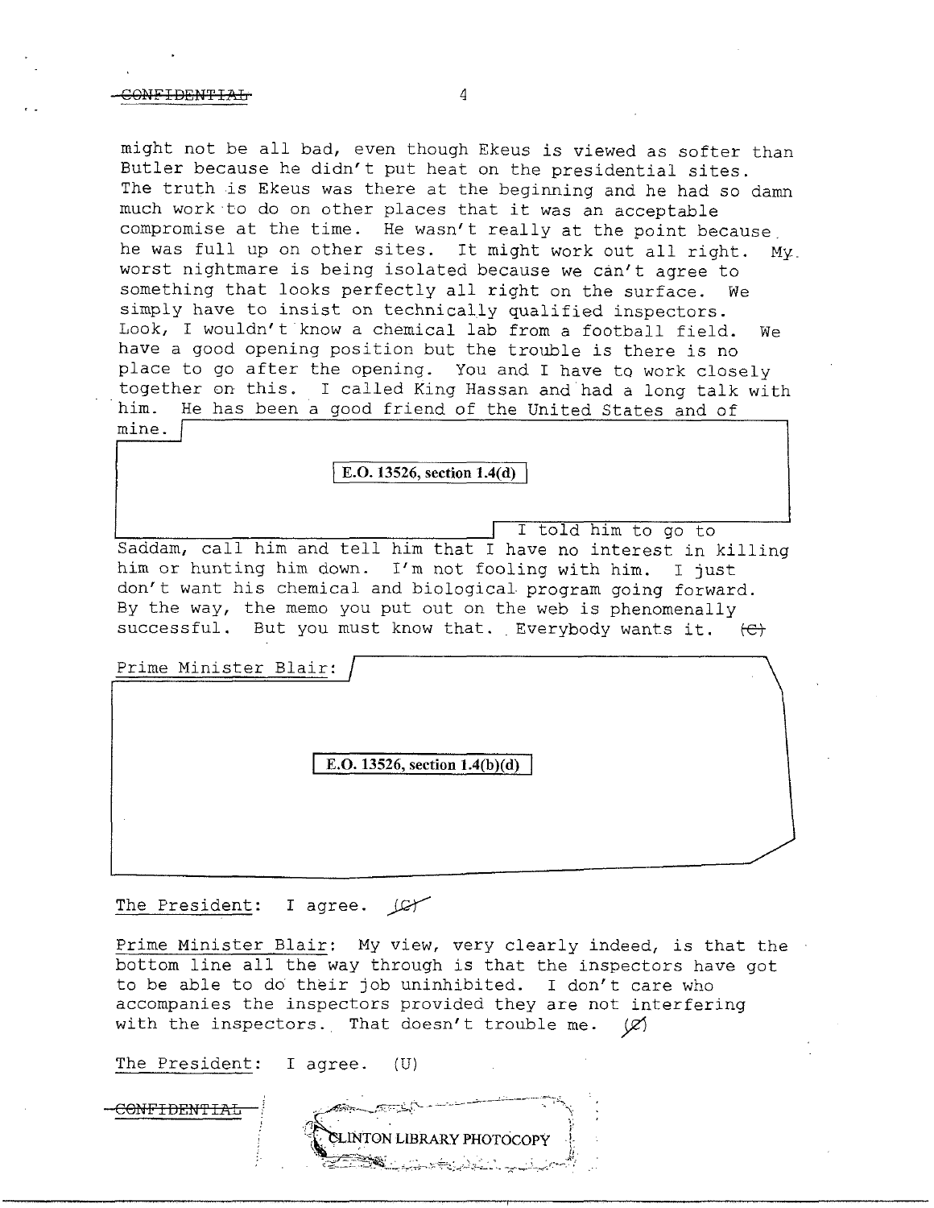might not be all bad, even though Ekeus is viewed as softer than Butler because he didn't put heat on the presidential sites. The truth is Ekeus was there at the beginning and he had so damn much work to do on other places that it was an acceptable compromise at the time. He wasn't really at the point because he was full up on other sites. It might work out all right. My worst nightmare is being isolated because we can't agree to something that looks perfectly all right on the surface. We simply have to insist on technically qualified inspectors. Look, I wouldn't know a chemical lab from a football field. We have a good opening position but the trouble is there is no place to go after the opening. You and I have to work closely together on this. I called King Hassan and had a long talk with him. He has been a good friend of the United States and of mine.

E.O. 13526, section 1.4(d)

I told him to go to Saddam, call him and tell him that I have no interest in killing him or hunting him down. I'm not fooling with him. I just don't want his chemical and biological program going forward. By the way, the memo you put out on the web is phenomenally successful. But you must know that. Everybody wants it. (C)

Prime Minister Blair:

E.O. 13526, section 1.4(b)(d)

The President: I agree. (C)

Prime Minister Blair: My view, very clearly indeed, is that the bottom line all the way through is that the inspectors have got to be able to do their job uninhibited. I don't care who accompanies the inspectors provided they are not interfering with the inspectors. That doesn't trouble me. (C)

The President: I agree. (U)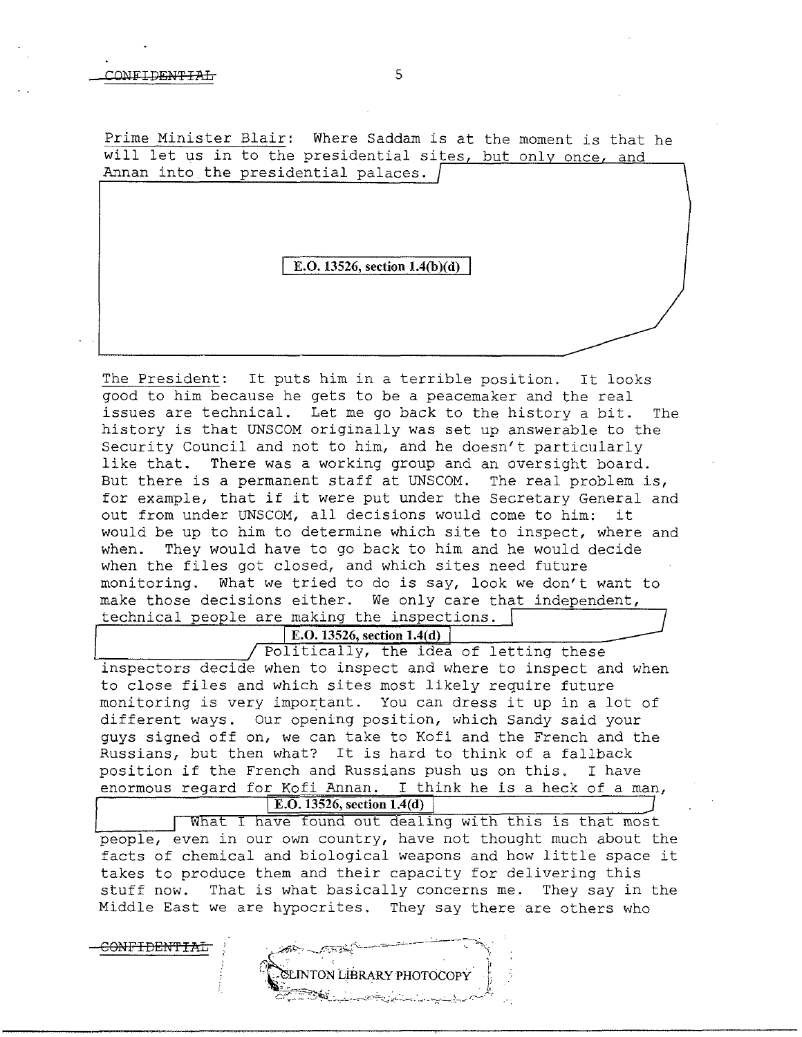CONFIDENTIAL

Prime Minister Blair: Where Saddam is at the moment is that he will let us in to the presidential sites, but only once, and Annan into the presidential palaces.

E.O. 13526, section 1.4(b)(d)

The President: It puts him in a terrible position. It looks good to him because he gets to be a peacemaker and the real issues are technical. Let me go back to the history a bit. The history is that UNSCOM originally was set up answerable to the Security Council and not to him, and he doesn't particularly like that. There was a working group and an oversight board. But there is a permanent staff at UNSCOM. The real problem is, for example, that if it were put under the Secretary General and out from under UNSCOM, all decisions would come to him: it would be up to him to determine which site to inspect, where and when. They would have to go back to him and he would decide when the files got closed, and which sites need future monitoring. What we tried to do is say, look we don't want to make those decisions either. We only care that independent, technical people are making the inspections.

E.O. 13526, section 1.4(d)

Politically, the idea of letting these inspectors decide when to inspect and where to inspect and when to close files and which sites most likely require future monitoring is very important. You can dress it up in a lot of different ways. Our opening position, which Sandy said your guys signed off on, we can take to Kofi and the French and the Russians, but then what? It is hard to think of a fallback position if the French and Russians push us on this. I have enormous regard for Kofi Annan. I think he is a heck of a man,

E.O. 13526, section 1.4(d)

What I have found out dealing with this is that most people, even in our own country, have not thought much about the facts of chemical and biological weapons and how little space it takes to produce them and their capacity for delivering this stuff now. That is what basically concerns me. They say in the Middle East we are hypocrites. They say there are others who

CONFIDENTIAL

CLINTON LIBRARY PHOTOCOPY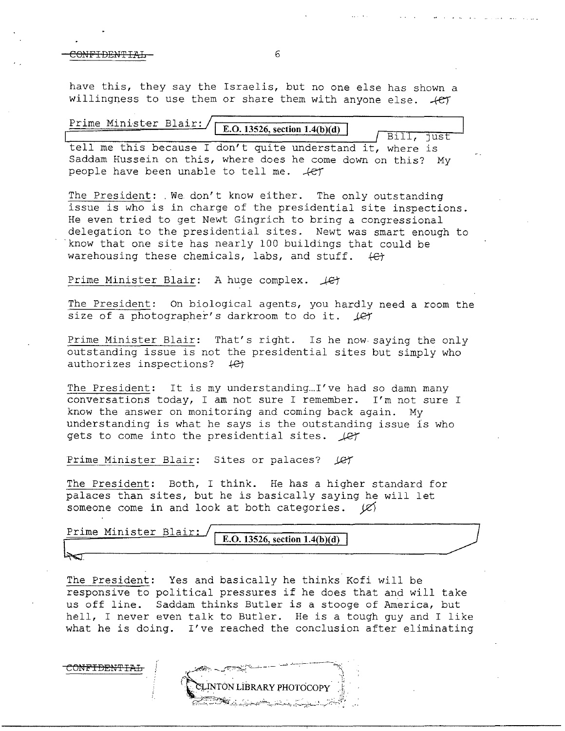have this, they say the Israelis, but no one else has shown a willingness to use them or share them with anyone else. (C)

Prime Minister Blair: E.O. 13526, section 1.4(b)(d) Bill, just tell me this because I don't quite understand it, where is Saddam Hussein on this, where does he come down on this? My people have been unable to tell me. (C)

The President: We don't know either. The only outstanding issue is who is in charge of the presidential site inspections. He even tried to get Newt Gingrich to bring a congressional delegation to the presidential sites. Newt was smart enough to know that one site has nearly 100 buildings that could be warehousing these chemicals, labs, and stuff. (C)

Prime Minister Blair: A huge complex. (C)

The President: On biological agents, you hardly need a room the size of a photographer's darkroom to do it. (C)

Prime Minister Blair: That's right. Is he now saying the only outstanding issue is not the presidential sites but simply who authorizes inspections? (C)

The President: It is my understanding…I've had so damn many conversations today, I am not sure I remember. I'm not sure I know the answer on monitoring and coming back again. My understanding is what he says is the outstanding issue is who gets to come into the presidential sites. (C)

Prime Minister Blair: Sites or palaces? (C)

The President: Both, I think. He has a higher standard for palaces than sites, but he is basically saying he will let someone come in and look at both categories. (C)

Prime Minister Blair: E.O. 13526, section 1.4(b)(d)

The President: Yes and basically he thinks Kofi will be responsive to political pressures if he does that and will take us off line. Saddam thinks Butler is a stooge of America, but hell, I never even talk to Butler. He is a tough guy and I like what he is doing. I've reached the conclusion after eliminating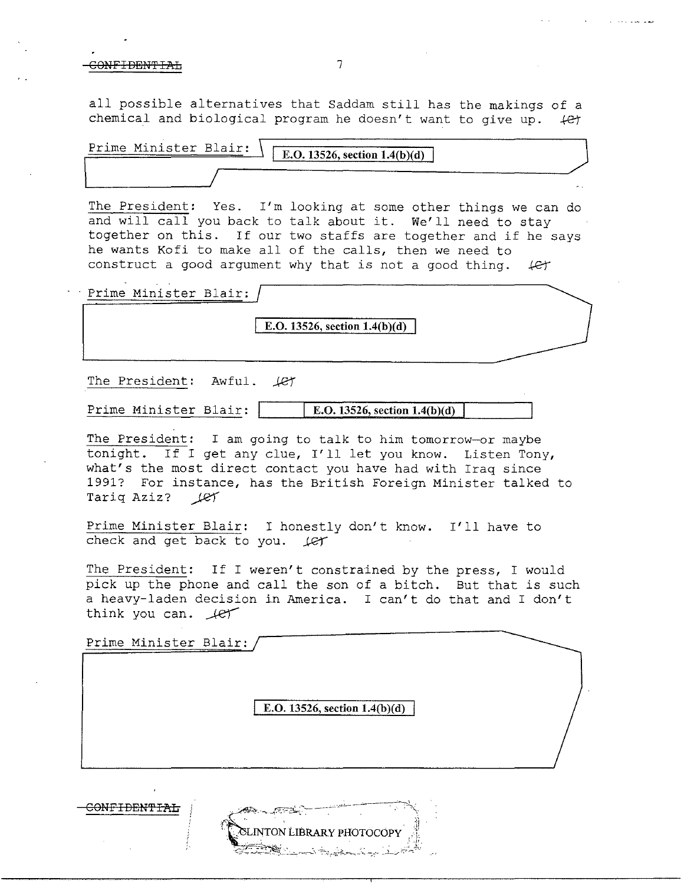all possible alternatives that Saddam still has the makings of a chemical and biological program he doesn't want to give up. (C)

Prime Minister Blair: E.O. 13526, section 1.4(b)(d)

The President: Yes. I'm looking at some other things we can do and will call you back to talk about it. We'll need to stay together on this. If our two staffs are together and if he says he wants Kofi to make all of the calls, then we need to construct a good argument why that is not a good thing. (C)

Prime Minister Blair: E.O. 13526, section 1.4(b)(d)

The President: Awful. (C)

Prime Minister Blair: E.O. 13526, section 1.4(b)(d)

The President: I am going to talk to him tomorrow—or maybe tonight. If I get any clue, I'll let you know. Listen Tony, what's the most direct contact you have had with Iraq since 1991? For instance, has the British Foreign Minister talked to Tariq Aziz? (C)

Prime Minister Blair: I honestly don't know. I'll have to check and get back to you. (C)

The President: If I weren't constrained by the press, I would pick up the phone and call the son of a bitch. But that is such a heavy-laden decision in America. I can't do that and I don't think you can. (C)

Prime Minister Blair: E.O. 13526, section 1.4(b)(d)

CLINTON LIBRARY PHOTOCOPY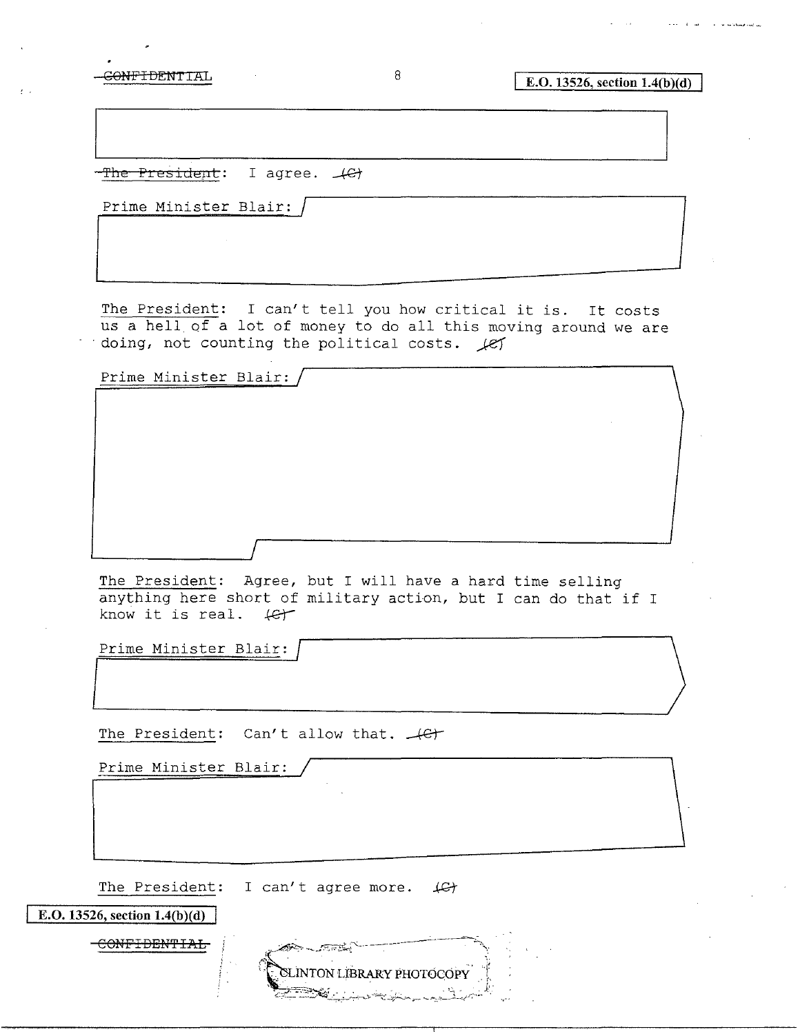CONFIDENTIAL

E.O. 13526, section 1.4(b)(d)

The President: I agree. (C)

Prime Minister Blair:

The President: I can't tell you how critical it is. It costs us a hell of a lot of money to do all this moving around we are doing, not counting the political costs. (C)

Prime Minister Blair:

The President: Agree, but I will have a hard time selling anything here short of military action, but I can do that if I know it is real. (C)

Prime Minister Blair:

The President: Can't allow that. (C)

Prime Minister Blair:

The President: I can't agree more. (C)

E.O. 13526, section 1.4(b)(d)

CONFIDENTIAL

CLINTON LIBRARY PHOTOCOPY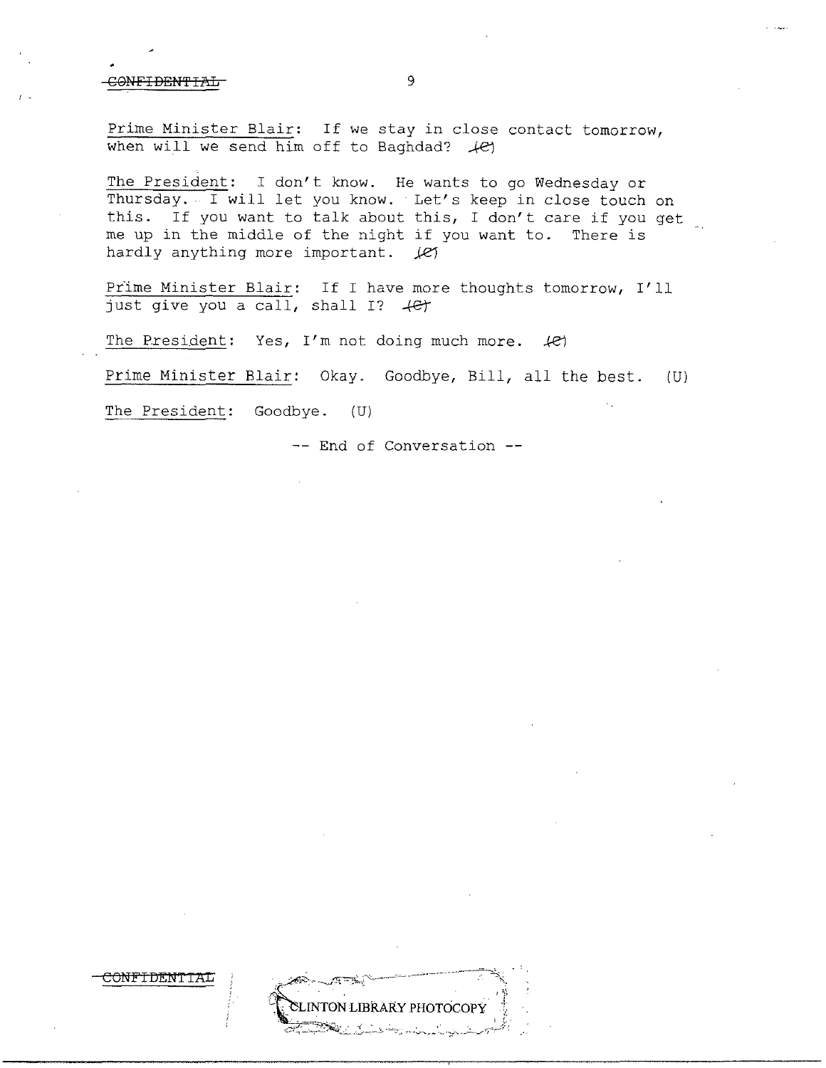Prime Minister Blair: If we stay in close contact tomorrow, when will we send him off to Baghdad? (C)

The President: I don't know. He wants to go Wednesday or Thursday. I will let you know. Let's keep in close touch on this. If you want to talk about this, I don't care if you get me up in the middle of the night if you want to. There is hardly anything more important. (C)

Prime Minister Blair: If I have more thoughts tomorrow, I'll just give you a call, shall I? (C)

The President: Yes, I'm not doing much more. (C)

Prime Minister Blair: Okay. Goodbye, Bill, all the best. (U)

The President: Goodbye. (U)

-- End of Conversation --